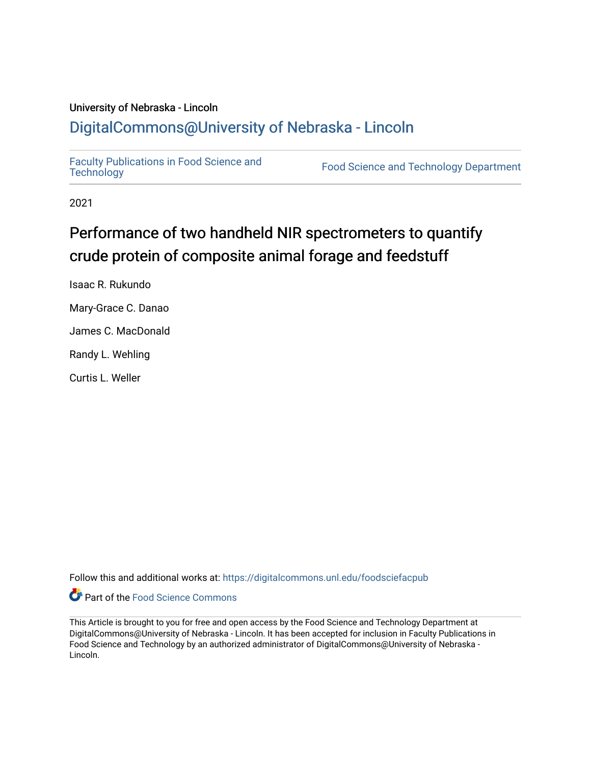University of Nebraska - Lincoln

## DigitalCommons@University of Nebraska - Lincoln

Faculty Publications in Food Science and Technology | Food Science and Technology Department

2021

# Performance of two handheld NIR spectrometers to quantify crude protein of composite animal forage and feedstuff

Isaac R. Rukundo

Mary-Grace C. Danao

James C. MacDonald

Randy L. Wehling

Curtis L. Weller

Follow this and additional works at: https://digitalcommons.unl.edu/foodsciefacpub

Part of the Food Science Commons

This Article is brought to you for free and open access by the Food Science and Technology Department at DigitalCommons@University of Nebraska - Lincoln. It has been accepted for inclusion in Faculty Publications in Food Science and Technology by an authorized administrator of DigitalCommons@University of Nebraska - Lincoln.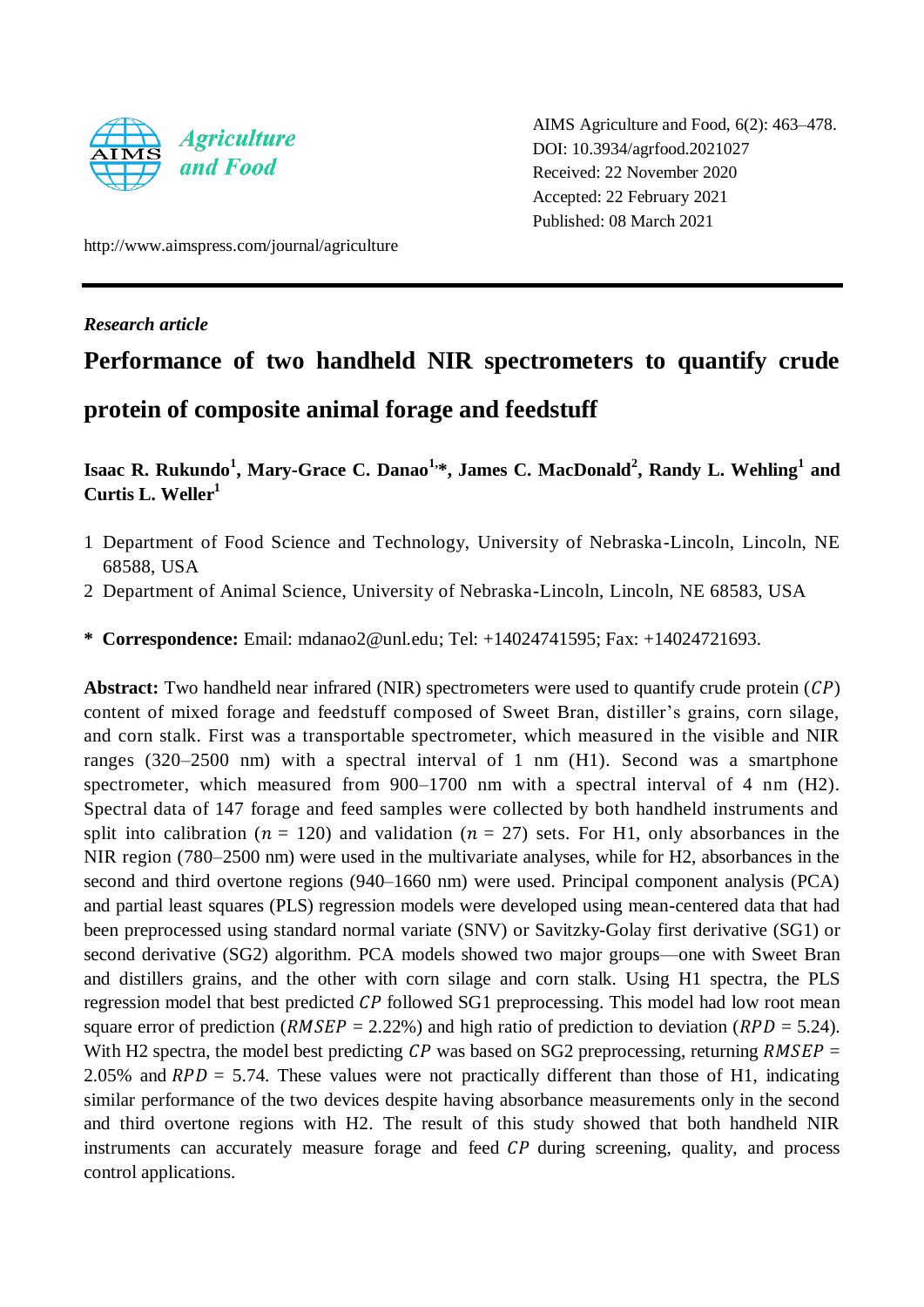AIMS Agriculture and Food, 6(2): 463–478.
DOI: 10.3934/agrfood.2021027
Received: 22 November 2020
Accepted: 22 February 2021
Published: 08 March 2021

http://www.aimspress.com/journal/agriculture

*Research article*

# Performance of two handheld NIR spectrometers to quantify crude protein of composite animal forage and feedstuff

**Isaac R. Rukundo[1], Mary-Grace C. Danao[1,*], James C. MacDonald[2], Randy L. Wehling[1] and Curtis L. Weller[1]**

1 Department of Food Science and Technology, University of Nebraska-Lincoln, Lincoln, NE 68588, USA

2 Department of Animal Science, University of Nebraska-Lincoln, Lincoln, NE 68583, USA

**\* Correspondence:** Email: mdanao2@unl.edu; Tel: +14024741595; Fax: +14024721693.

**Abstract:** Two handheld near infrared (NIR) spectrometers were used to quantify crude protein ($CP$) content of mixed forage and feedstuff composed of Sweet Bran, distiller's grains, corn silage, and corn stalk. First was a transportable spectrometer, which measured in the visible and NIR ranges (320–2500 nm) with a spectral interval of 1 nm (H1). Second was a smartphone spectrometer, which measured from 900–1700 nm with a spectral interval of 4 nm (H2). Spectral data of 147 forage and feed samples were collected by both handheld instruments and split into calibration ($n$ = 120) and validation ($n$ = 27) sets. For H1, only absorbances in the NIR region (780–2500 nm) were used in the multivariate analyses, while for H2, absorbances in the second and third overtone regions (940–1660 nm) were used. Principal component analysis (PCA) and partial least squares (PLS) regression models were developed using mean-centered data that had been preprocessed using standard normal variate (SNV) or Savitzky-Golay first derivative (SG1) or second derivative (SG2) algorithm. PCA models showed two major groups—one with Sweet Bran and distillers grains, and the other with corn silage and corn stalk. Using H1 spectra, the PLS regression model that best predicted $CP$ followed SG1 preprocessing. This model had low root mean square error of prediction ($RMSEP$ = 2.22%) and high ratio of prediction to deviation ($RPD$ = 5.24). With H2 spectra, the model best predicting $CP$ was based on SG2 preprocessing, returning $RMSEP$ = 2.05% and $RPD$ = 5.74. These values were not practically different than those of H1, indicating similar performance of the two devices despite having absorbance measurements only in the second and third overtone regions with H2. The result of this study showed that both handheld NIR instruments can accurately measure forage and feed $CP$ during screening, quality, and process control applications.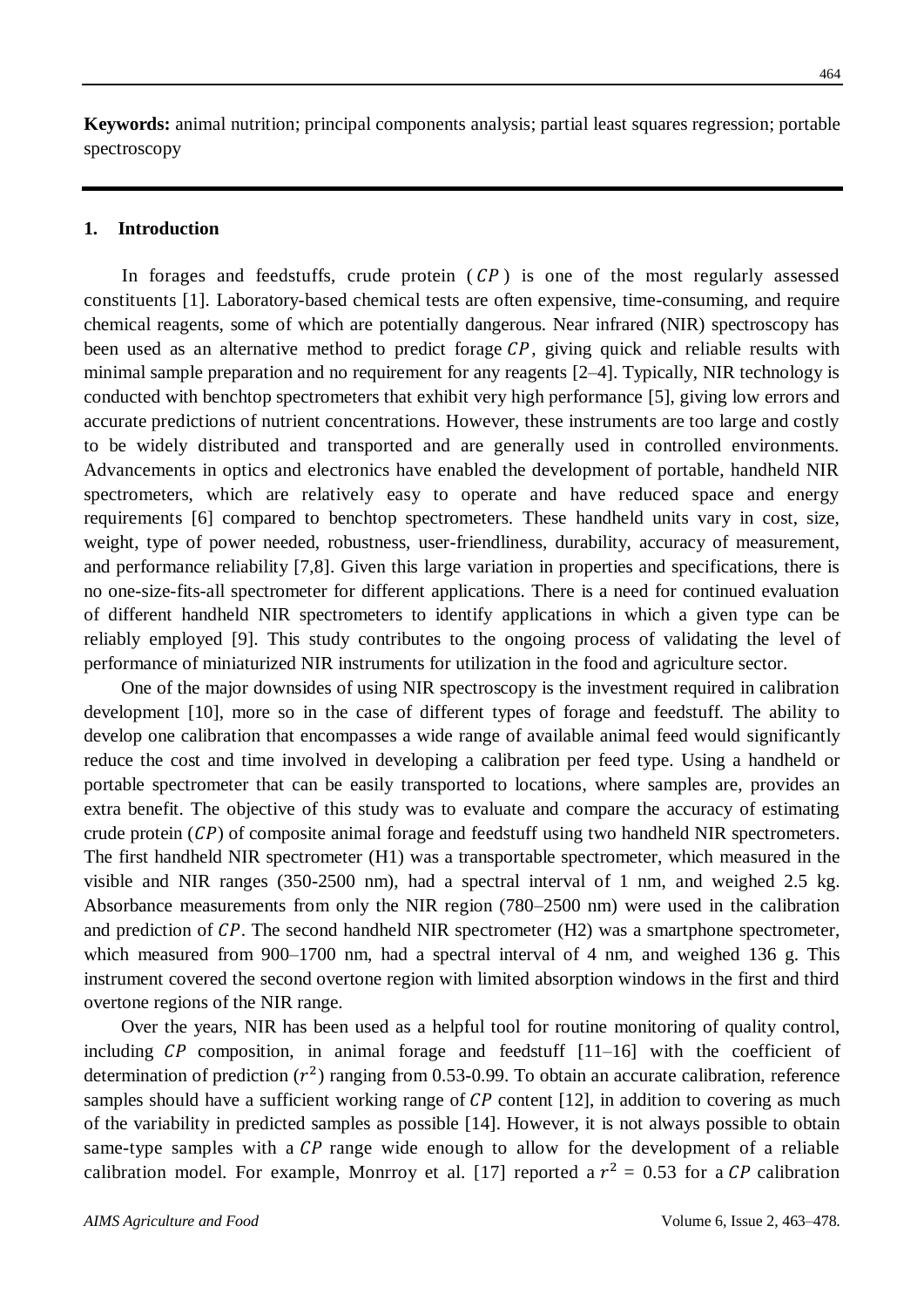**Keywords:** animal nutrition; principal components analysis; partial least squares regression; portable spectroscopy

## 1. Introduction

In forages and feedstuffs, crude protein ($CP$) is one of the most regularly assessed constituents [1]. Laboratory-based chemical tests are often expensive, time-consuming, and require chemical reagents, some of which are potentially dangerous. Near infrared (NIR) spectroscopy has been used as an alternative method to predict forage $CP$, giving quick and reliable results with minimal sample preparation and no requirement for any reagents [2–4]. Typically, NIR technology is conducted with benchtop spectrometers that exhibit very high performance [5], giving low errors and accurate predictions of nutrient concentrations. However, these instruments are too large and costly to be widely distributed and transported and are generally used in controlled environments. Advancements in optics and electronics have enabled the development of portable, handheld NIR spectrometers, which are relatively easy to operate and have reduced space and energy requirements [6] compared to benchtop spectrometers. These handheld units vary in cost, size, weight, type of power needed, robustness, user-friendliness, durability, accuracy of measurement, and performance reliability [7,8]. Given this large variation in properties and specifications, there is no one-size-fits-all spectrometer for different applications. There is a need for continued evaluation of different handheld NIR spectrometers to identify applications in which a given type can be reliably employed [9]. This study contributes to the ongoing process of validating the level of performance of miniaturized NIR instruments for utilization in the food and agriculture sector.

One of the major downsides of using NIR spectroscopy is the investment required in calibration development [10], more so in the case of different types of forage and feedstuff. The ability to develop one calibration that encompasses a wide range of available animal feed would significantly reduce the cost and time involved in developing a calibration per feed type. Using a handheld or portable spectrometer that can be easily transported to locations, where samples are, provides an extra benefit. The objective of this study was to evaluate and compare the accuracy of estimating crude protein ($CP$) of composite animal forage and feedstuff using two handheld NIR spectrometers. The first handheld NIR spectrometer (H1) was a transportable spectrometer, which measured in the visible and NIR ranges (350-2500 nm), had a spectral interval of 1 nm, and weighed 2.5 kg. Absorbance measurements from only the NIR region (780–2500 nm) were used in the calibration and prediction of $CP$. The second handheld NIR spectrometer (H2) was a smartphone spectrometer, which measured from 900–1700 nm, had a spectral interval of 4 nm, and weighed 136 g. This instrument covered the second overtone region with limited absorption windows in the first and third overtone regions of the NIR range.

Over the years, NIR has been used as a helpful tool for routine monitoring of quality control, including $CP$ composition, in animal forage and feedstuff [11–16] with the coefficient of determination of prediction ($r^2$) ranging from 0.53-0.99. To obtain an accurate calibration, reference samples should have a sufficient working range of $CP$ content [12], in addition to covering as much of the variability in predicted samples as possible [14]. However, it is not always possible to obtain same-type samples with a $CP$ range wide enough to allow for the development of a reliable calibration model. For example, Monrroy et al. [17] reported a $r^2$ = 0.53 for a $CP$ calibration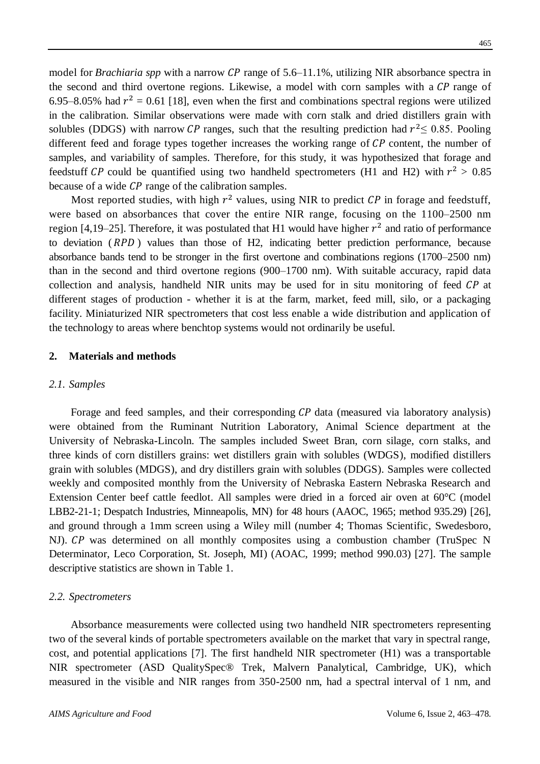model for *Brachiaria spp* with a narrow $CP$ range of 5.6–11.1%, utilizing NIR absorbance spectra in the second and third overtone regions. Likewise, a model with corn samples with a $CP$ range of 6.95–8.05% had $r^2$ = 0.61 [18], even when the first and combinations spectral regions were utilized in the calibration. Similar observations were made with corn stalk and dried distillers grain with solubles (DDGS) with narrow $CP$ ranges, such that the resulting prediction had $r^2 \leq 0.85$. Pooling different feed and forage types together increases the working range of $CP$ content, the number of samples, and variability of samples. Therefore, for this study, it was hypothesized that forage and feedstuff $CP$ could be quantified using two handheld spectrometers (H1 and H2) with $r^2$ > 0.85 because of a wide $CP$ range of the calibration samples.

Most reported studies, with high $r^2$ values, using NIR to predict $CP$ in forage and feedstuff, were based on absorbances that cover the entire NIR range, focusing on the 1100–2500 nm region [4,19–25]. Therefore, it was postulated that H1 would have higher $r^2$ and ratio of performance to deviation ($RPD$) values than those of H2, indicating better prediction performance, because absorbance bands tend to be stronger in the first overtone and combinations regions (1700–2500 nm) than in the second and third overtone regions (900–1700 nm). With suitable accuracy, rapid data collection and analysis, handheld NIR units may be used for in situ monitoring of feed $CP$ at different stages of production - whether it is at the farm, market, feed mill, silo, or a packaging facility. Miniaturized NIR spectrometers that cost less enable a wide distribution and application of the technology to areas where benchtop systems would not ordinarily be useful.

## 2. Materials and methods

### *2.1. Samples*

Forage and feed samples, and their corresponding $CP$ data (measured via laboratory analysis) were obtained from the Ruminant Nutrition Laboratory, Animal Science department at the University of Nebraska-Lincoln. The samples included Sweet Bran, corn silage, corn stalks, and three kinds of corn distillers grains: wet distillers grain with solubles (WDGS), modified distillers grain with solubles (MDGS), and dry distillers grain with solubles (DDGS). Samples were collected weekly and composited monthly from the University of Nebraska Eastern Nebraska Research and Extension Center beef cattle feedlot. All samples were dried in a forced air oven at 60°C (model LBB2-21-1; Despatch Industries, Minneapolis, MN) for 48 hours (AAOC, 1965; method 935.29) [26], and ground through a 1mm screen using a Wiley mill (number 4; Thomas Scientific, Swedesboro, NJ). $CP$ was determined on all monthly composites using a combustion chamber (TruSpec N Determinator, Leco Corporation, St. Joseph, MI) (AOAC, 1999; method 990.03) [27]. The sample descriptive statistics are shown in Table 1.

### *2.2. Spectrometers*

Absorbance measurements were collected using two handheld NIR spectrometers representing two of the several kinds of portable spectrometers available on the market that vary in spectral range, cost, and potential applications [7]. The first handheld NIR spectrometer (H1) was a transportable NIR spectrometer (ASD QualitySpec® Trek, Malvern Panalytical, Cambridge, UK), which measured in the visible and NIR ranges from 350-2500 nm, had a spectral interval of 1 nm, and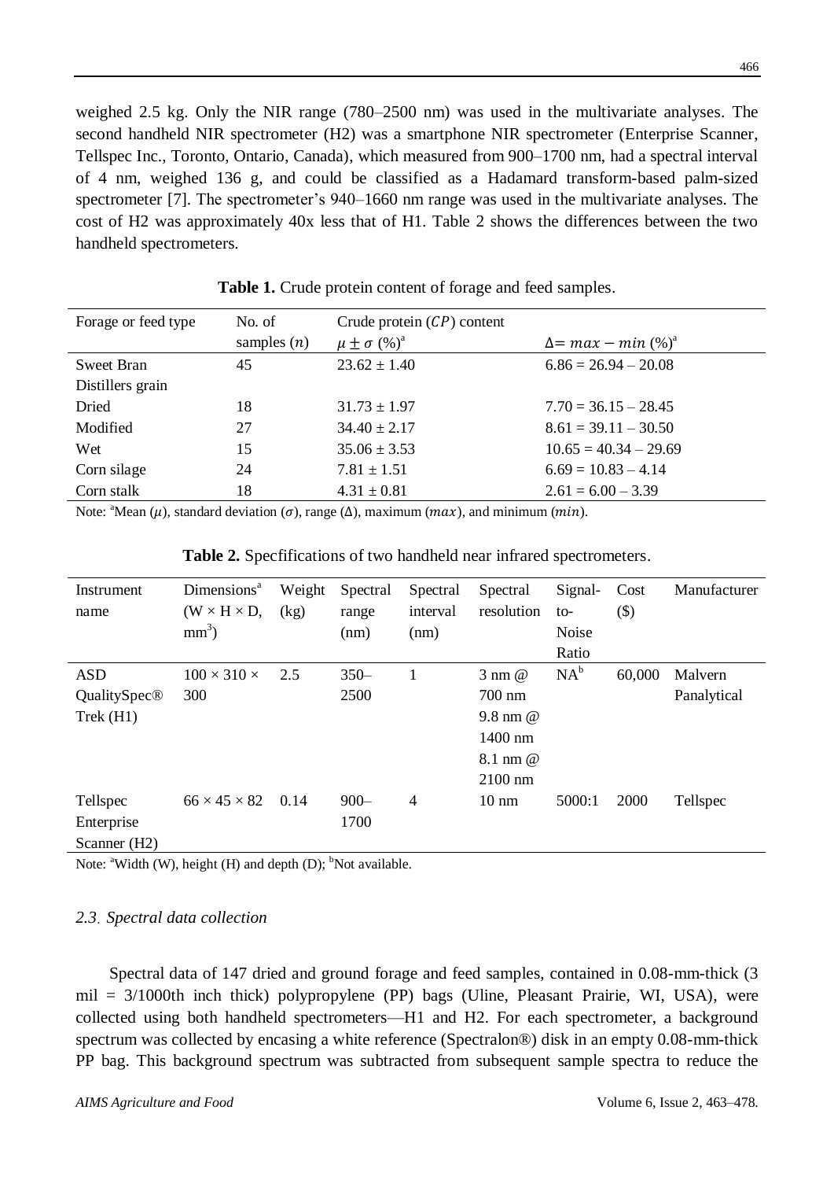weighed 2.5 kg. Only the NIR range (780–2500 nm) was used in the multivariate analyses. The second handheld NIR spectrometer (H2) was a smartphone NIR spectrometer (Enterprise Scanner, Tellspec Inc., Toronto, Ontario, Canada), which measured from 900–1700 nm, had a spectral interval of 4 nm, weighed 136 g, and could be classified as a Hadamard transform-based palm-sized spectrometer [7]. The spectrometer's 940–1660 nm range was used in the multivariate analyses. The cost of H2 was approximately 40x less that of H1. Table 2 shows the differences between the two handheld spectrometers.

**Table 1.** Crude protein content of forage and feed samples.

| Forage or feed type | No. of samples ($n$) | Crude protein ($CP$) content $\mu \pm \sigma$ (%)[a] | $\Delta = max - min$ (%)[a] |
|---|---|---|---|
| Sweet Bran | 45 | 23.62 ± 1.40 | 6.86 = 26.94 – 20.08 |
| Distillers grain | | | |
| Dried | 18 | 31.73 ± 1.97 | 7.70 = 36.15 – 28.45 |
| Modified | 27 | 34.40 ± 2.17 | 8.61 = 39.11 – 30.50 |
| Wet | 15 | 35.06 ± 3.53 | 10.65 = 40.34 – 29.69 |
| Corn silage | 24 | 7.81 ± 1.51 | 6.69 = 10.83 – 4.14 |
| Corn stalk | 18 | 4.31 ± 0.81 | 2.61 = 6.00 – 3.39 |

Note: [a]Mean ($\mu$), standard deviation ($\sigma$), range ($\Delta$), maximum ($max$), and minimum ($min$).

**Table 2.** Specfifications of two handheld near infrared spectrometers.

| Instrument name | Dimensions[a] (W × H × D, mm³) | Weight (kg) | Spectral range (nm) | Spectral interval (nm) | Spectral resolution | Signal-to-Noise Ratio | Cost ($) | Manufacturer |
|---|---|---|---|---|---|---|---|---|
| ASD QualitySpec® Trek (H1) | 100 × 310 × 300 | 2.5 | 350–2500 | 1 | 3 nm @ 700 nm 9.8 nm @ 1400 nm 8.1 nm @ 2100 nm | NA[b] | 60,000 | Malvern Panalytical |
| Tellspec Enterprise Scanner (H2) | 66 × 45 × 82 | 0.14 | 900–1700 | 4 | 10 nm | 5000:1 | 2000 | Tellspec |

Note: [a]Width (W), height (H) and depth (D); [b]Not available.

### *2.3. Spectral data collection*

Spectral data of 147 dried and ground forage and feed samples, contained in 0.08-mm-thick (3 mil = 3/1000th inch thick) polypropylene (PP) bags (Uline, Pleasant Prairie, WI, USA), were collected using both handheld spectrometers—H1 and H2. For each spectrometer, a background spectrum was collected by encasing a white reference (Spectralon®) disk in an empty 0.08-mm-thick PP bag. This background spectrum was subtracted from subsequent sample spectra to reduce the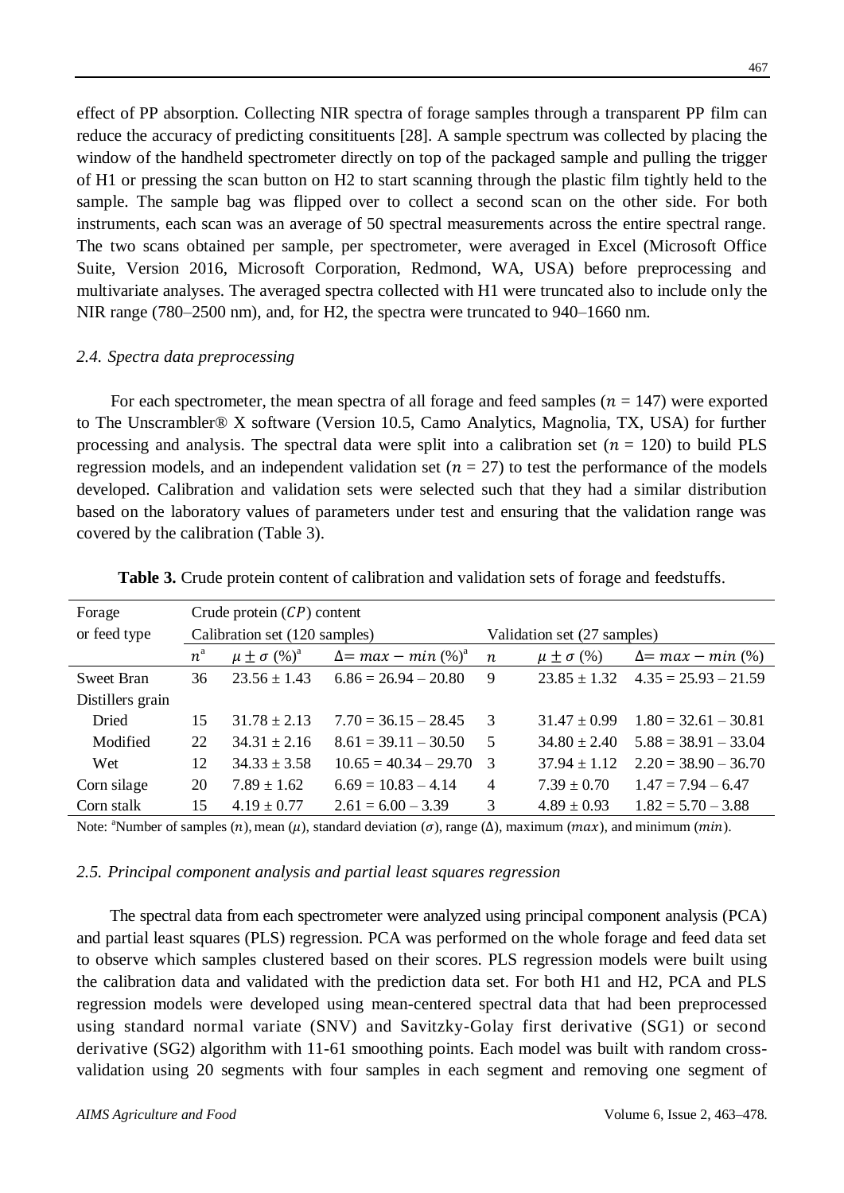effect of PP absorption. Collecting NIR spectra of forage samples through a transparent PP film can reduce the accuracy of predicting consitituents [28]. A sample spectrum was collected by placing the window of the handheld spectrometer directly on top of the packaged sample and pulling the trigger of H1 or pressing the scan button on H2 to start scanning through the plastic film tightly held to the sample. The sample bag was flipped over to collect a second scan on the other side. For both instruments, each scan was an average of 50 spectral measurements across the entire spectral range. The two scans obtained per sample, per spectrometer, were averaged in Excel (Microsoft Office Suite, Version 2016, Microsoft Corporation, Redmond, WA, USA) before preprocessing and multivariate analyses. The averaged spectra collected with H1 were truncated also to include only the NIR range (780–2500 nm), and, for H2, the spectra were truncated to 940–1660 nm.

### *2.4. Spectra data preprocessing*

For each spectrometer, the mean spectra of all forage and feed samples ($n$ = 147) were exported to The Unscrambler® X software (Version 10.5, Camo Analytics, Magnolia, TX, USA) for further processing and analysis. The spectral data were split into a calibration set ($n$ = 120) to build PLS regression models, and an independent validation set ($n$ = 27) to test the performance of the models developed. Calibration and validation sets were selected such that they had a similar distribution based on the laboratory values of parameters under test and ensuring that the validation range was covered by the calibration (Table 3).

**Table 3.** Crude protein content of calibration and validation sets of forage and feedstuffs.

| Forage or feed type | Crude protein ($CP$) content | | | | | |
|---|---|---|---|---|---|---|
| | Calibration set (120 samples) | | | Validation set (27 samples) | | |
| | $n^a$ | $\mu \pm \sigma$ (%)[a] | $\Delta = max - min$ (%)[a] | $n$ | $\mu \pm \sigma$ (%) | $\Delta = max - min$ (%) |
| Sweet Bran | 36 | 23.56 ± 1.43 | 6.86 = 26.94 – 20.80 | 9 | 23.85 ± 1.32 | 4.35 = 25.93 – 21.59 |
| Distillers grain | | | | | | |
| Dried | 15 | 31.78 ± 2.13 | 7.70 = 36.15 – 28.45 | 3 | 31.47 ± 0.99 | 1.80 = 32.61 – 30.81 |
| Modified | 22 | 34.31 ± 2.16 | 8.61 = 39.11 – 30.50 | 5 | 34.80 ± 2.40 | 5.88 = 38.91 – 33.04 |
| Wet | 12 | 34.33 ± 3.58 | 10.65 = 40.34 – 29.70 | 3 | 37.94 ± 1.12 | 2.20 = 38.90 – 36.70 |
| Corn silage | 20 | 7.89 ± 1.62 | 6.69 = 10.83 – 4.14 | 4 | 7.39 ± 0.70 | 1.47 = 7.94 – 6.47 |
| Corn stalk | 15 | 4.19 ± 0.77 | 2.61 = 6.00 – 3.39 | 3 | 4.89 ± 0.93 | 1.82 = 5.70 – 3.88 |

Note: [a]Number of samples ($n$), mean ($\mu$), standard deviation ($\sigma$), range ($\Delta$), maximum ($max$), and minimum ($min$).

### *2.5. Principal component analysis and partial least squares regression*

The spectral data from each spectrometer were analyzed using principal component analysis (PCA) and partial least squares (PLS) regression. PCA was performed on the whole forage and feed data set to observe which samples clustered based on their scores. PLS regression models were built using the calibration data and validated with the prediction data set. For both H1 and H2, PCA and PLS regression models were developed using mean-centered spectral data that had been preprocessed using standard normal variate (SNV) and Savitzky-Golay first derivative (SG1) or second derivative (SG2) algorithm with 11-61 smoothing points. Each model was built with random cross-validation using 20 segments with four samples in each segment and removing one segment of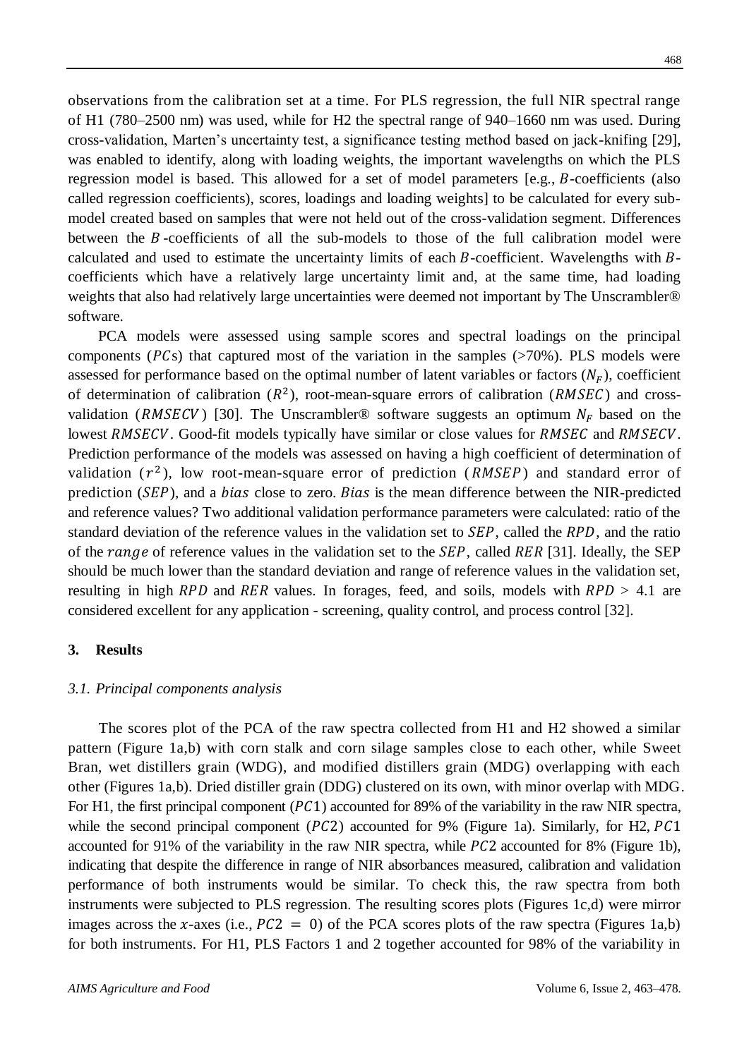observations from the calibration set at a time. For PLS regression, the full NIR spectral range of H1 (780–2500 nm) was used, while for H2 the spectral range of 940–1660 nm was used. During cross-validation, Marten's uncertainty test, a significance testing method based on jack-knifing [29], was enabled to identify, along with loading weights, the important wavelengths on which the PLS regression model is based. This allowed for a set of model parameters [e.g., $B$-coefficients (also called regression coefficients), scores, loadings and loading weights] to be calculated for every sub-model created based on samples that were not held out of the cross-validation segment. Differences between the $B$-coefficients of all the sub-models to those of the full calibration model were calculated and used to estimate the uncertainty limits of each $B$-coefficient. Wavelengths with $B$-coefficients which have a relatively large uncertainty limit and, at the same time, had loading weights that also had relatively large uncertainties were deemed not important by The Unscrambler® software.

PCA models were assessed using sample scores and spectral loadings on the principal components ($PC$s) that captured most of the variation in the samples (>70%). PLS models were assessed for performance based on the optimal number of latent variables or factors ($N_F$), coefficient of determination of calibration ($R^2$), root-mean-square errors of calibration ($RMSEC$) and cross-validation ($RMSECV$) [30]. The Unscrambler® software suggests an optimum $N_F$ based on the lowest $RMSECV$. Good-fit models typically have similar or close values for $RMSEC$ and $RMSECV$. Prediction performance of the models was assessed on having a high coefficient of determination of validation ($r^2$), low root-mean-square error of prediction ($RMSEP$) and standard error of prediction ($SEP$), and a $bias$ close to zero. $Bias$ is the mean difference between the NIR-predicted and reference values? Two additional validation performance parameters were calculated: ratio of the standard deviation of the reference values in the validation set to $SEP$, called the $RPD$, and the ratio of the $range$ of reference values in the validation set to the $SEP$, called $RER$ [31]. Ideally, the SEP should be much lower than the standard deviation and range of reference values in the validation set, resulting in high $RPD$ and $RER$ values. In forages, feed, and soils, models with $RPD$ > 4.1 are considered excellent for any application - screening, quality control, and process control [32].

## 3. Results

### 3.1. Principal components analysis

The scores plot of the PCA of the raw spectra collected from H1 and H2 showed a similar pattern (Figure 1a,b) with corn stalk and corn silage samples close to each other, while Sweet Bran, wet distillers grain (WDG), and modified distillers grain (MDG) overlapping with each other (Figures 1a,b). Dried distiller grain (DDG) clustered on its own, with minor overlap with MDG. For H1, the first principal component ($PC1$) accounted for 89% of the variability in the raw NIR spectra, while the second principal component ($PC2$) accounted for 9% (Figure 1a). Similarly, for H2, $PC1$ accounted for 91% of the variability in the raw NIR spectra, while $PC2$ accounted for 8% (Figure 1b), indicating that despite the difference in range of NIR absorbances measured, calibration and validation performance of both instruments would be similar. To check this, the raw spectra from both instruments were subjected to PLS regression. The resulting scores plots (Figures 1c,d) were mirror images across the $x$-axes (i.e., $PC2 = 0$) of the PCA scores plots of the raw spectra (Figures 1a,b) for both instruments. For H1, PLS Factors 1 and 2 together accounted for 98% of the variability in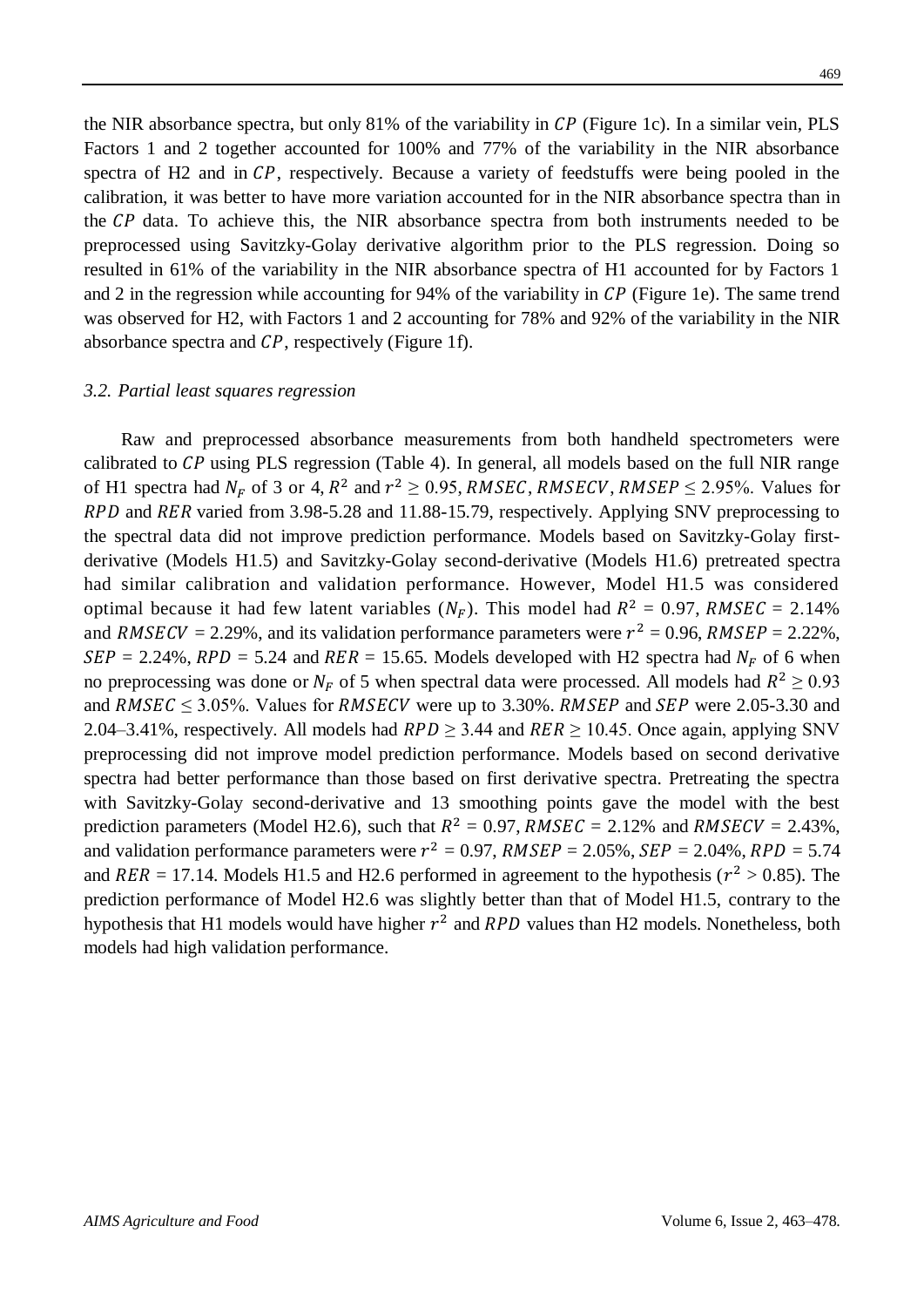the NIR absorbance spectra, but only 81% of the variability in $CP$ (Figure 1c). In a similar vein, PLS Factors 1 and 2 together accounted for 100% and 77% of the variability in the NIR absorbance spectra of H2 and in $CP$, respectively. Because a variety of feedstuffs were being pooled in the calibration, it was better to have more variation accounted for in the NIR absorbance spectra than in the $CP$ data. To achieve this, the NIR absorbance spectra from both instruments needed to be preprocessed using Savitzky-Golay derivative algorithm prior to the PLS regression. Doing so resulted in 61% of the variability in the NIR absorbance spectra of H1 accounted for by Factors 1 and 2 in the regression while accounting for 94% of the variability in $CP$ (Figure 1e). The same trend was observed for H2, with Factors 1 and 2 accounting for 78% and 92% of the variability in the NIR absorbance spectra and $CP$, respectively (Figure 1f).

### *3.2. Partial least squares regression*

Raw and preprocessed absorbance measurements from both handheld spectrometers were calibrated to $CP$ using PLS regression (Table 4). In general, all models based on the full NIR range of H1 spectra had $N_F$ of 3 or 4, $R^2$ and $r^2 \geq 0.95$, $RMSEC$, $RMSECV$, $RMSEP \leq 2.95\%$. Values for $RPD$ and $RER$ varied from 3.98-5.28 and 11.88-15.79, respectively. Applying SNV preprocessing to the spectral data did not improve prediction performance. Models based on Savitzky-Golay first-derivative (Models H1.5) and Savitzky-Golay second-derivative (Models H1.6) pretreated spectra had similar calibration and validation performance. However, Model H1.5 was considered optimal because it had few latent variables ($N_F$). This model had $R^2$ = 0.97, $RMSEC$ = 2.14% and $RMSECV$ = 2.29%, and its validation performance parameters were $r^2$ = 0.96, $RMSEP$ = 2.22%, $SEP$ = 2.24%, $RPD$ = 5.24 and $RER$ = 15.65. Models developed with H2 spectra had $N_F$ of 6 when no preprocessing was done or $N_F$ of 5 when spectral data were processed. All models had $R^2 \geq 0.93$ and $RMSEC \leq 3.05\%$. Values for $RMSECV$ were up to 3.30%. $RMSEP$ and $SEP$ were 2.05-3.30 and 2.04–3.41%, respectively. All models had $RPD \geq 3.44$ and $RER \geq 10.45$. Once again, applying SNV preprocessing did not improve model prediction performance. Models based on second derivative spectra had better performance than those based on first derivative spectra. Pretreating the spectra with Savitzky-Golay second-derivative and 13 smoothing points gave the model with the best prediction parameters (Model H2.6), such that $R^2$ = 0.97, $RMSEC$ = 2.12% and $RMSECV$ = 2.43%, and validation performance parameters were $r^2$ = 0.97, $RMSEP$ = 2.05%, $SEP$ = 2.04%, $RPD$ = 5.74 and $RER$ = 17.14. Models H1.5 and H2.6 performed in agreement to the hypothesis ($r^2 > 0.85$). The prediction performance of Model H2.6 was slightly better than that of Model H1.5, contrary to the hypothesis that H1 models would have higher $r^2$ and $RPD$ values than H2 models. Nonetheless, both models had high validation performance.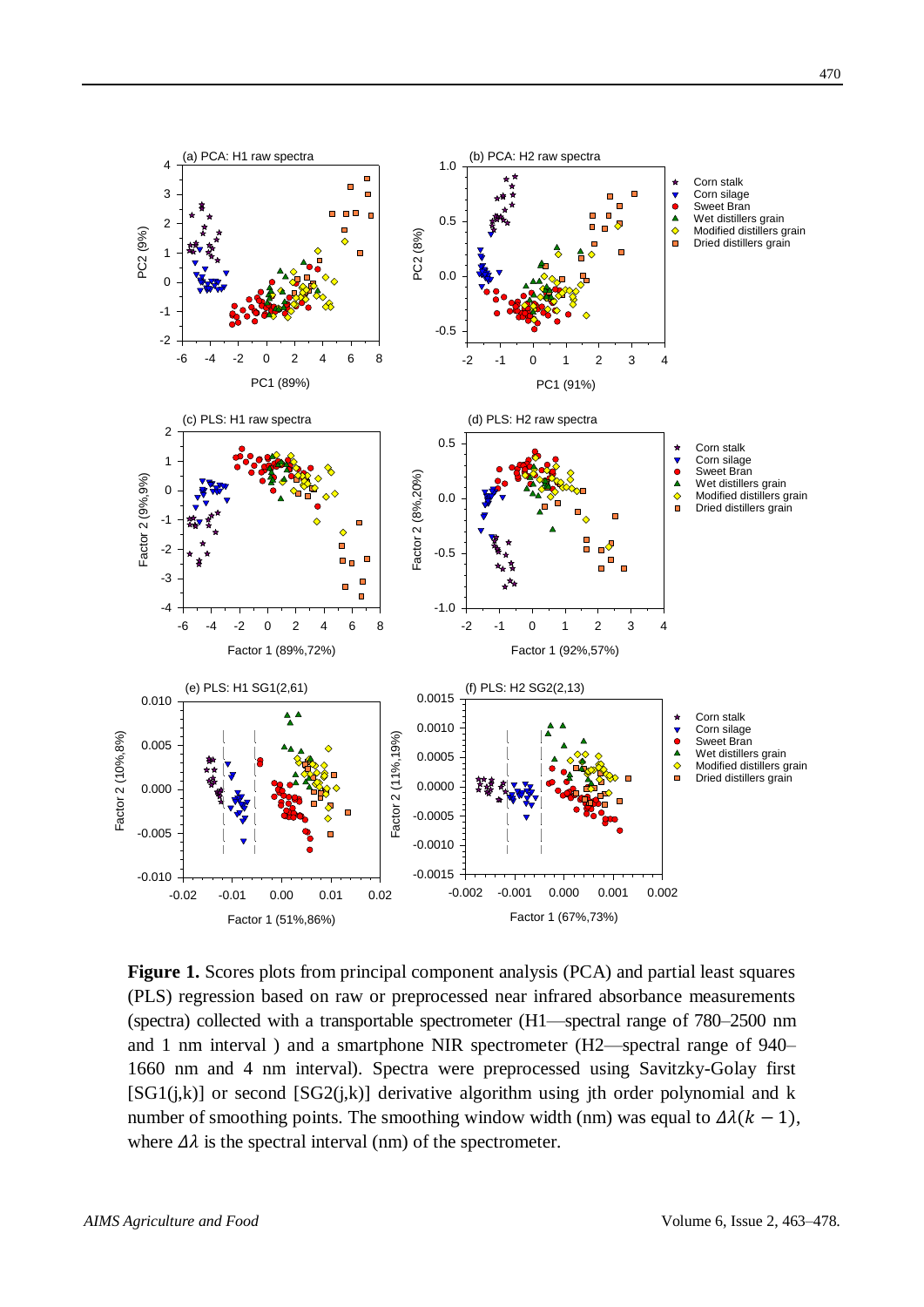**Figure 1.** Scores plots from principal component analysis (PCA) and partial least squares (PLS) regression based on raw or preprocessed near infrared absorbance measurements (spectra) collected with a transportable spectrometer (H1—spectral range of 780–2500 nm and 1 nm interval ) and a smartphone NIR spectrometer (H2—spectral range of 940–1660 nm and 4 nm interval). Spectra were preprocessed using Savitzky-Golay first [SG1(j,k)] or second [SG2(j,k)] derivative algorithm using jth order polynomial and k number of smoothing points. The smoothing window width (nm) was equal to $\Delta\lambda(k-1)$, where $\Delta\lambda$ is the spectral interval (nm) of the spectrometer.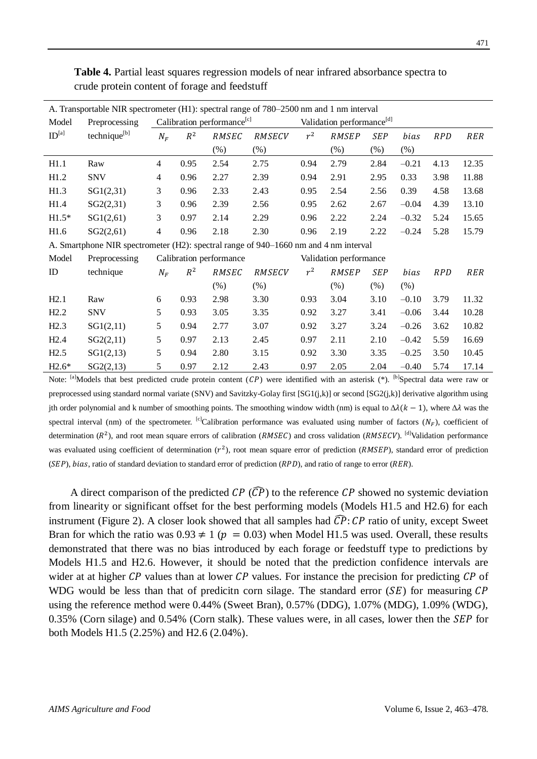**Table 4.** Partial least squares regression models of near infrared absorbance spectra to crude protein content of forage and feedstuff

| A. Transportable NIR spectrometer (H1): spectral range of 780–2500 nm and 1 nm interval | | | | | | | | | | | |
|---|---|---|---|---|---|---|---|---|---|---|---|
| Model ID[a] | Preprocessing technique[b] | Calibration performance[c] | | | | Validation performance[d] | | | | | |
| | | $N_F$ | $R^2$ | $RMSEC$ (%) | $RMSECV$ (%) | $r^2$ | $RMSEP$ (%) | $SEP$ (%) | $bias$ (%) | $RPD$ | $RER$ |
| H1.1 | Raw | 4 | 0.95 | 2.54 | 2.75 | 0.94 | 2.79 | 2.84 | –0.21 | 4.13 | 12.35 |
| H1.2 | SNV | 4 | 0.96 | 2.27 | 2.39 | 0.94 | 2.91 | 2.95 | 0.33 | 3.98 | 11.88 |
| H1.3 | SG1(2,31) | 3 | 0.96 | 2.33 | 2.43 | 0.95 | 2.54 | 2.56 | 0.39 | 4.58 | 13.68 |
| H1.4 | SG2(2,31) | 3 | 0.96 | 2.39 | 2.56 | 0.95 | 2.62 | 2.67 | –0.04 | 4.39 | 13.10 |
| H1.5* | SG1(2,61) | 3 | 0.97 | 2.14 | 2.29 | 0.96 | 2.22 | 2.24 | –0.32 | 5.24 | 15.65 |
| H1.6 | SG2(2,61) | 4 | 0.96 | 2.18 | 2.30 | 0.96 | 2.19 | 2.22 | –0.24 | 5.28 | 15.79 |
| A. Smartphone NIR spectrometer (H2): spectral range of 940–1660 nm and 4 nm interval | | | | | | | | | | | |
| Model ID | Preprocessing technique | Calibration performance | | | | Validation performance | | | | | |
| | | $N_F$ | $R^2$ | $RMSEC$ (%) | $RMSECV$ (%) | $r^2$ | $RMSEP$ (%) | $SEP$ (%) | $bias$ (%) | $RPD$ | $RER$ |
| H2.1 | Raw | 6 | 0.93 | 2.98 | 3.30 | 0.93 | 3.04 | 3.10 | –0.10 | 3.79 | 11.32 |
| H2.2 | SNV | 5 | 0.93 | 3.05 | 3.35 | 0.92 | 3.27 | 3.41 | –0.06 | 3.44 | 10.28 |
| H2.3 | SG1(2,11) | 5 | 0.94 | 2.77 | 3.07 | 0.92 | 3.27 | 3.24 | –0.26 | 3.62 | 10.82 |
| H2.4 | SG2(2,11) | 5 | 0.97 | 2.13 | 2.45 | 0.97 | 2.11 | 2.10 | –0.42 | 5.59 | 16.69 |
| H2.5 | SG1(2,13) | 5 | 0.94 | 2.80 | 3.15 | 0.92 | 3.30 | 3.35 | –0.25 | 3.50 | 10.45 |
| H2.6* | SG2(2,13) | 5 | 0.97 | 2.12 | 2.43 | 0.97 | 2.05 | 2.04 | –0.40 | 5.74 | 17.14 |

Note: [a]Models that best predicted crude protein content ($CP$) were identified with an asterisk (*). [b]Spectral data were raw or preprocessed using standard normal variate (SNV) and Savitzky-Golay first [SG1(j,k)] or second [SG2(j,k)] derivative algorithm using jth order polynomial and k number of smoothing points. The smoothing window width (nm) is equal to $\Delta\lambda(k-1)$, where $\Delta\lambda$ was the spectral interval (nm) of the spectrometer. [c]Calibration performance was evaluated using number of factors ($N_F$), coefficient of determination ($R^2$), and root mean square errors of calibration ($RMSEC$) and cross validation ($RMSECV$). [d]Validation performance was evaluated using coefficient of determination ($r^2$), root mean square error of prediction ($RMSEP$), standard error of prediction ($SEP$), $bias$, ratio of standard deviation to standard error of prediction ($RPD$), and ratio of range to error ($RER$).

A direct comparison of the predicted $CP$ ($\widehat{CP}$) to the reference $CP$ showed no systemic deviation from linearity or significant offset for the best performing models (Models H1.5 and H2.6) for each instrument (Figure 2). A closer look showed that all samples had $\widehat{CP}:CP$ ratio of unity, except Sweet Bran for which the ratio was $0.93 \neq 1$ ($p = 0.03$) when Model H1.5 was used. Overall, these results demonstrated that there was no bias introduced by each forage or feedstuff type to predictions by Models H1.5 and H2.6. However, it should be noted that the prediction confidence intervals are wider at at higher $CP$ values than at lower $CP$ values. For instance the precision for predicting $CP$ of WDG would be less than that of predicitn corn silage. The standard error ($SE$) for measuring $CP$ using the reference method were 0.44% (Sweet Bran), 0.57% (DDG), 1.07% (MDG), 1.09% (WDG), 0.35% (Corn silage) and 0.54% (Corn stalk). These values were, in all cases, lower then the $SEP$ for both Models H1.5 (2.25%) and H2.6 (2.04%).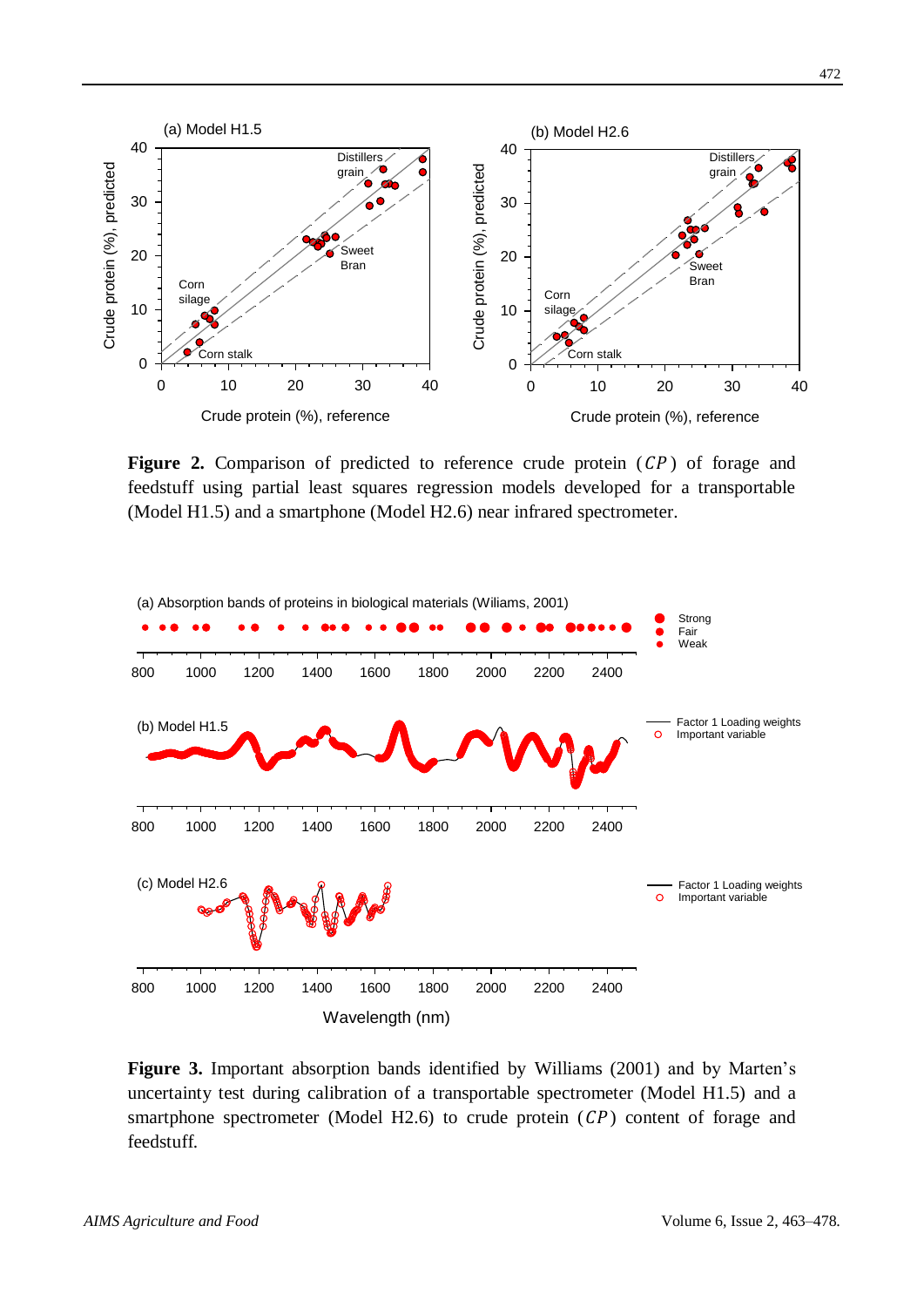**Figure 2.** Comparison of predicted to reference crude protein ($CP$) of forage and feedstuff using partial least squares regression models developed for a transportable (Model H1.5) and a smartphone (Model H2.6) near infrared spectrometer.

**Figure 3.** Important absorption bands identified by Williams (2001) and by Marten's uncertainty test during calibration of a transportable spectrometer (Model H1.5) and a smartphone spectrometer (Model H2.6) to crude protein ($CP$) content of forage and feedstuff.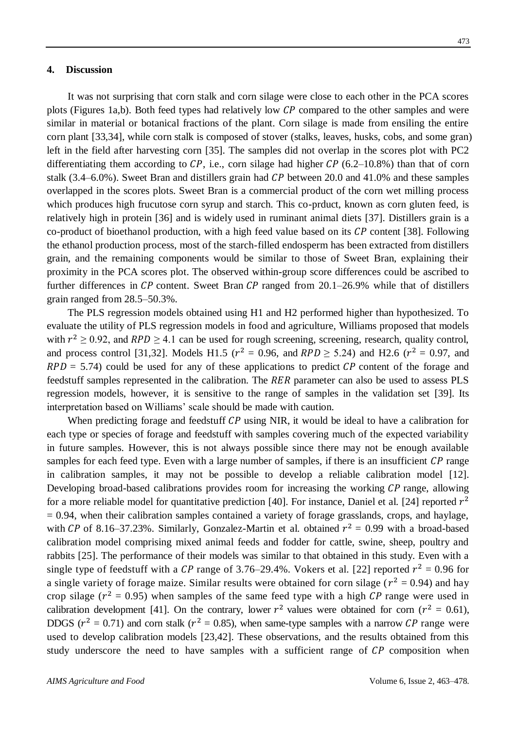## 4. Discussion

It was not surprising that corn stalk and corn silage were close to each other in the PCA scores plots (Figures 1a,b). Both feed types had relatively low $CP$ compared to the other samples and were similar in material or botanical fractions of the plant. Corn silage is made from ensiling the entire corn plant [33,34], while corn stalk is composed of stover (stalks, leaves, husks, cobs, and some gran) left in the field after harvesting corn [35]. The samples did not overlap in the scores plot with PC2 differentiating them according to $CP$, i.e., corn silage had higher $CP$ (6.2–10.8%) than that of corn stalk (3.4–6.0%). Sweet Bran and distillers grain had $CP$ between 20.0 and 41.0% and these samples overlapped in the scores plots. Sweet Bran is a commercial product of the corn wet milling process which produces high frucutose corn syrup and starch. This co-prduct, known as corn gluten feed, is relatively high in protein [36] and is widely used in ruminant animal diets [37]. Distillers grain is a co-product of bioethanol production, with a high feed value based on its $CP$ content [38]. Following the ethanol production process, most of the starch-filled endosperm has been extracted from distillers grain, and the remaining components would be similar to those of Sweet Bran, explaining their proximity in the PCA scores plot. The observed within-group score differences could be ascribed to further differences in $CP$ content. Sweet Bran $CP$ ranged from 20.1–26.9% while that of distillers grain ranged from 28.5–50.3%.

The PLS regression models obtained using H1 and H2 performed higher than hypothesized. To evaluate the utility of PLS regression models in food and agriculture, Williams proposed that models with $r^2 \geq 0.92$, and $RPD \geq 4.1$ can be used for rough screening, screening, research, quality control, and process control [31,32]. Models H1.5 ($r^2$ = 0.96, and $RPD \geq 5.24$) and H2.6 ($r^2$ = 0.97, and $RPD$ = 5.74) could be used for any of these applications to predict $CP$ content of the forage and feedstuff samples represented in the calibration. The $RER$ parameter can also be used to assess PLS regression models, however, it is sensitive to the range of samples in the validation set [39]. Its interpretation based on Williams' scale should be made with caution.

When predicting forage and feedstuff $CP$ using NIR, it would be ideal to have a calibration for each type or species of forage and feedstuff with samples covering much of the expected variability in future samples. However, this is not always possible since there may not be enough available samples for each feed type. Even with a large number of samples, if there is an insufficient $CP$ range in calibration samples, it may not be possible to develop a reliable calibration model [12]. Developing broad-based calibrations provides room for increasing the working $CP$ range, allowing for a more reliable model for quantitative prediction [40]. For instance, Daniel et al. [24] reported $r^2$ = 0.94, when their calibration samples contained a variety of forage grasslands, crops, and haylage, with $CP$ of 8.16–37.23%. Similarly, Gonzalez-Martin et al. obtained $r^2$ = 0.99 with a broad-based calibration model comprising mixed animal feeds and fodder for cattle, swine, sheep, poultry and rabbits [25]. The performance of their models was similar to that obtained in this study. Even with a single type of feedstuff with a $CP$ range of 3.76–29.4%. Vokers et al. [22] reported $r^2$ = 0.96 for a single variety of forage maize. Similar results were obtained for corn silage ($r^2$ = 0.94) and hay crop silage ($r^2$ = 0.95) when samples of the same feed type with a high $CP$ range were used in calibration development [41]. On the contrary, lower $r^2$ values were obtained for corn ($r^2$ = 0.61), DDGS ($r^2$ = 0.71) and corn stalk ($r^2$ = 0.85), when same-type samples with a narrow $CP$ range were used to develop calibration models [23,42]. These observations, and the results obtained from this study underscore the need to have samples with a sufficient range of $CP$ composition when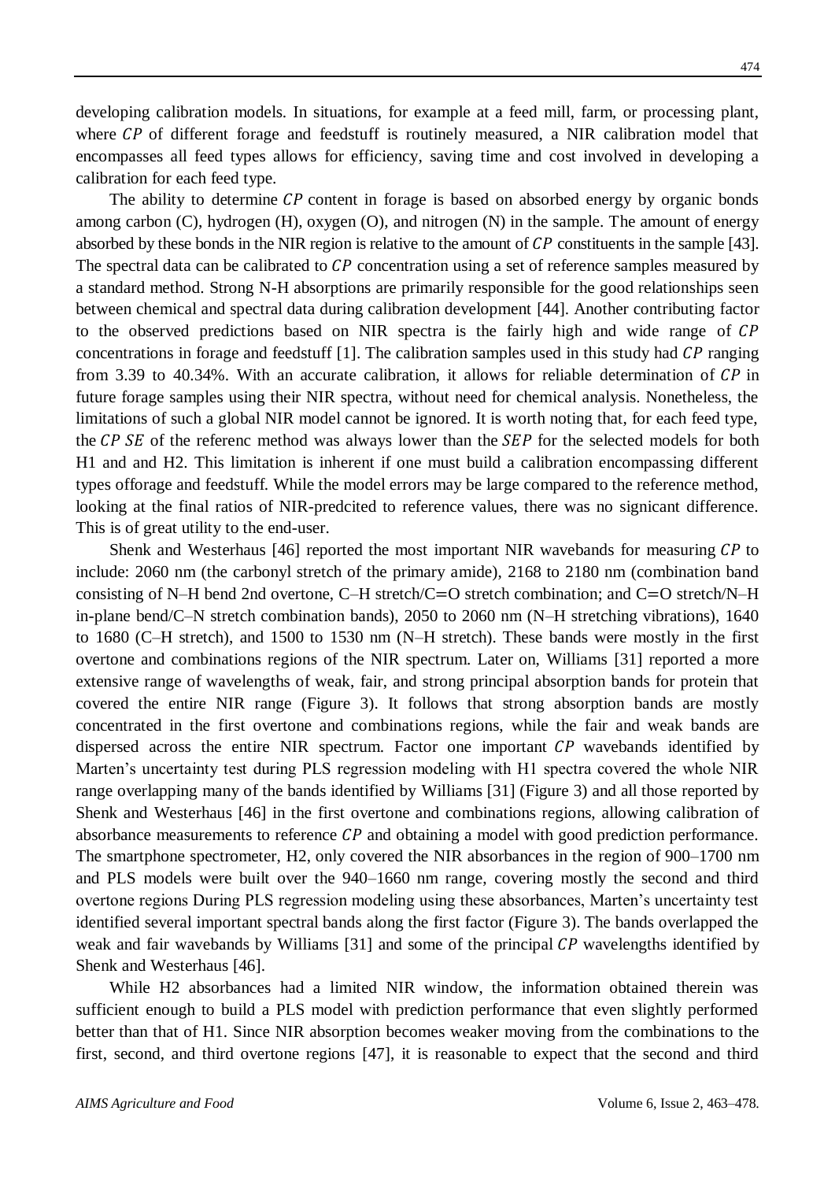developing calibration models. In situations, for example at a feed mill, farm, or processing plant, where $CP$ of different forage and feedstuff is routinely measured, a NIR calibration model that encompasses all feed types allows for efficiency, saving time and cost involved in developing a calibration for each feed type.

The ability to determine $CP$ content in forage is based on absorbed energy by organic bonds among carbon (C), hydrogen (H), oxygen (O), and nitrogen (N) in the sample. The amount of energy absorbed by these bonds in the NIR region is relative to the amount of $CP$ constituents in the sample [43]. The spectral data can be calibrated to $CP$ concentration using a set of reference samples measured by a standard method. Strong N-H absorptions are primarily responsible for the good relationships seen between chemical and spectral data during calibration development [44]. Another contributing factor to the observed predictions based on NIR spectra is the fairly high and wide range of $CP$ concentrations in forage and feedstuff [1]. The calibration samples used in this study had $CP$ ranging from 3.39 to 40.34%. With an accurate calibration, it allows for reliable determination of $CP$ in future forage samples using their NIR spectra, without need for chemical analysis. Nonetheless, the limitations of such a global NIR model cannot be ignored. It is worth noting that, for each feed type, the $CP$ $SE$ of the referenc method was always lower than the $SEP$ for the selected models for both H1 and and H2. This limitation is inherent if one must build a calibration encompassing different types offorage and feedstuff. While the model errors may be large compared to the reference method, looking at the final ratios of NIR-predcited to reference values, there was no signicant difference. This is of great utility to the end-user.

Shenk and Westerhaus [46] reported the most important NIR wavebands for measuring $CP$ to include: 2060 nm (the carbonyl stretch of the primary amide), 2168 to 2180 nm (combination band consisting of N–H bend 2nd overtone, C–H stretch/C═O stretch combination; and C═O stretch/N–H in-plane bend/C–N stretch combination bands), 2050 to 2060 nm (N–H stretching vibrations), 1640 to 1680 (C–H stretch), and 1500 to 1530 nm (N–H stretch). These bands were mostly in the first overtone and combinations regions of the NIR spectrum. Later on, Williams [31] reported a more extensive range of wavelengths of weak, fair, and strong principal absorption bands for protein that covered the entire NIR range (Figure 3). It follows that strong absorption bands are mostly concentrated in the first overtone and combinations regions, while the fair and weak bands are dispersed across the entire NIR spectrum. Factor one important $CP$ wavebands identified by Marten's uncertainty test during PLS regression modeling with H1 spectra covered the whole NIR range overlapping many of the bands identified by Williams [31] (Figure 3) and all those reported by Shenk and Westerhaus [46] in the first overtone and combinations regions, allowing calibration of absorbance measurements to reference $CP$ and obtaining a model with good prediction performance. The smartphone spectrometer, H2, only covered the NIR absorbances in the region of 900–1700 nm and PLS models were built over the 940–1660 nm range, covering mostly the second and third overtone regions During PLS regression modeling using these absorbances, Marten's uncertainty test identified several important spectral bands along the first factor (Figure 3). The bands overlapped the weak and fair wavebands by Williams [31] and some of the principal $CP$ wavelengths identified by Shenk and Westerhaus [46].

While H2 absorbances had a limited NIR window, the information obtained therein was sufficient enough to build a PLS model with prediction performance that even slightly performed better than that of H1. Since NIR absorption becomes weaker moving from the combinations to the first, second, and third overtone regions [47], it is reasonable to expect that the second and third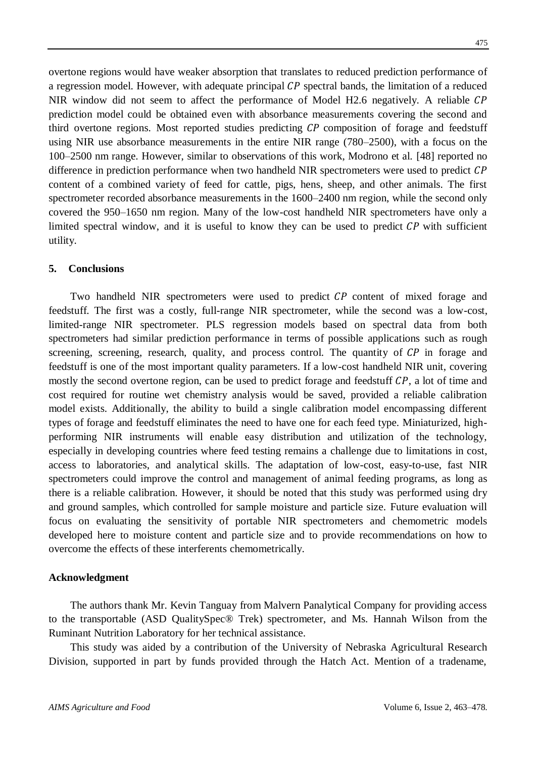overtone regions would have weaker absorption that translates to reduced prediction performance of a regression model. However, with adequate principal $CP$ spectral bands, the limitation of a reduced NIR window did not seem to affect the performance of Model H2.6 negatively. A reliable $CP$ prediction model could be obtained even with absorbance measurements covering the second and third overtone regions. Most reported studies predicting $CP$ composition of forage and feedstuff using NIR use absorbance measurements in the entire NIR range (780–2500), with a focus on the 100–2500 nm range. However, similar to observations of this work, Modrono et al. [48] reported no difference in prediction performance when two handheld NIR spectrometers were used to predict $CP$ content of a combined variety of feed for cattle, pigs, hens, sheep, and other animals. The first spectrometer recorded absorbance measurements in the 1600–2400 nm region, while the second only covered the 950–1650 nm region. Many of the low-cost handheld NIR spectrometers have only a limited spectral window, and it is useful to know they can be used to predict $CP$ with sufficient utility.

## 5. Conclusions

Two handheld NIR spectrometers were used to predict $CP$ content of mixed forage and feedstuff. The first was a costly, full-range NIR spectrometer, while the second was a low-cost, limited-range NIR spectrometer. PLS regression models based on spectral data from both spectrometers had similar prediction performance in terms of possible applications such as rough screening, screening, research, quality, and process control. The quantity of $CP$ in forage and feedstuff is one of the most important quality parameters. If a low-cost handheld NIR unit, covering mostly the second overtone region, can be used to predict forage and feedstuff $CP$, a lot of time and cost required for routine wet chemistry analysis would be saved, provided a reliable calibration model exists. Additionally, the ability to build a single calibration model encompassing different types of forage and feedstuff eliminates the need to have one for each feed type. Miniaturized, high-performing NIR instruments will enable easy distribution and utilization of the technology, especially in developing countries where feed testing remains a challenge due to limitations in cost, access to laboratories, and analytical skills. The adaptation of low-cost, easy-to-use, fast NIR spectrometers could improve the control and management of animal feeding programs, as long as there is a reliable calibration. However, it should be noted that this study was performed using dry and ground samples, which controlled for sample moisture and particle size. Future evaluation will focus on evaluating the sensitivity of portable NIR spectrometers and chemometric models developed here to moisture content and particle size and to provide recommendations on how to overcome the effects of these interferents chemometrically.

## Acknowledgment

The authors thank Mr. Kevin Tanguay from Malvern Panalytical Company for providing access to the transportable (ASD QualitySpec® Trek) spectrometer, and Ms. Hannah Wilson from the Ruminant Nutrition Laboratory for her technical assistance.

This study was aided by a contribution of the University of Nebraska Agricultural Research Division, supported in part by funds provided through the Hatch Act. Mention of a tradename,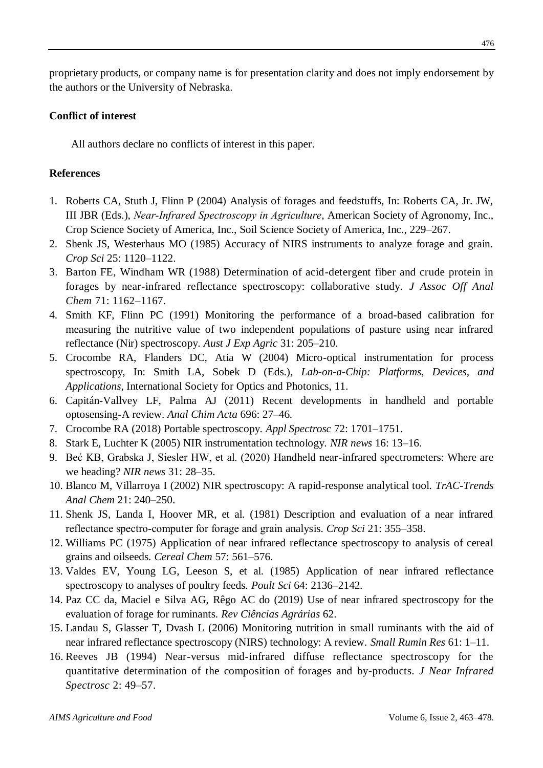proprietary products, or company name is for presentation clarity and does not imply endorsement by the authors or the University of Nebraska.

**Conflict of interest**

All authors declare no conflicts of interest in this paper.

**References**

1. Roberts CA, Stuth J, Flinn P (2004) Analysis of forages and feedstuffs, In: Roberts CA, Jr. JW, III JBR (Eds.), *Near-Infrared Spectroscopy in Agriculture*, American Society of Agronomy, Inc., Crop Science Society of America, Inc., Soil Science Society of America, Inc., 229–267.
2. Shenk JS, Westerhaus MO (1985) Accuracy of NIRS instruments to analyze forage and grain. *Crop Sci* 25: 1120–1122.
3. Barton FE, Windham WR (1988) Determination of acid-detergent fiber and crude protein in forages by near-infrared reflectance spectroscopy: collaborative study. *J Assoc Off Anal Chem* 71: 1162–1167.
4. Smith KF, Flinn PC (1991) Monitoring the performance of a broad-based calibration for measuring the nutritive value of two independent populations of pasture using near infrared reflectance (Nir) spectroscopy. *Aust J Exp Agric* 31: 205–210.
5. Crocombe RA, Flanders DC, Atia W (2004) Micro-optical instrumentation for process spectroscopy, In: Smith LA, Sobek D (Eds.), *Lab-on-a-Chip: Platforms, Devices, and Applications*, International Society for Optics and Photonics, 11.
6. Capitán-Vallvey LF, Palma AJ (2011) Recent developments in handheld and portable optosensing-A review. *Anal Chim Acta* 696: 27–46.
7. Crocombe RA (2018) Portable spectroscopy. *Appl Spectrosc* 72: 1701–1751.
8. Stark E, Luchter K (2005) NIR instrumentation technology. *NIR news* 16: 13–16.
9. Beć KB, Grabska J, Siesler HW, et al. (2020) Handheld near-infrared spectrometers: Where are we heading? *NIR news* 31: 28–35.
10. Blanco M, Villarroya I (2002) NIR spectroscopy: A rapid-response analytical tool. *TrAC-Trends Anal Chem* 21: 240–250.
11. Shenk JS, Landa I, Hoover MR, et al. (1981) Description and evaluation of a near infrared reflectance spectro-computer for forage and grain analysis. *Crop Sci* 21: 355–358.
12. Williams PC (1975) Application of near infrared reflectance spectroscopy to analysis of cereal grains and oilseeds. *Cereal Chem* 57: 561–576.
13. Valdes EV, Young LG, Leeson S, et al. (1985) Application of near infrared reflectance spectroscopy to analyses of poultry feeds. *Poult Sci* 64: 2136–2142.
14. Paz CC da, Maciel e Silva AG, Rêgo AC do (2019) Use of near infrared spectroscopy for the evaluation of forage for ruminants. *Rev Ciências Agrárias* 62.
15. Landau S, Glasser T, Dvash L (2006) Monitoring nutrition in small ruminants with the aid of near infrared reflectance spectroscopy (NIRS) technology: A review. *Small Rumin Res* 61: 1–11.
16. Reeves JB (1994) Near-versus mid-infrared diffuse reflectance spectroscopy for the quantitative determination of the composition of forages and by-products. *J Near Infrared Spectrosc* 2: 49–57.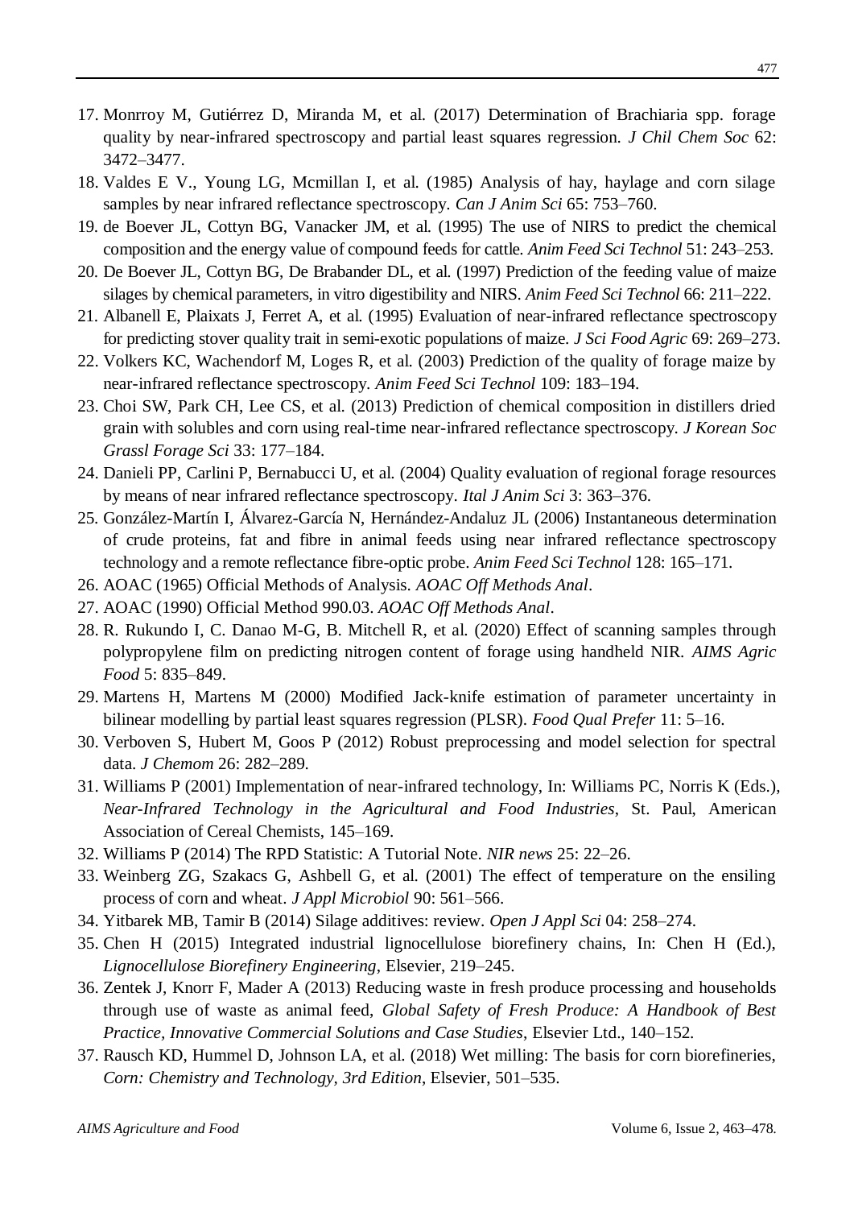17. Monrroy M, Gutiérrez D, Miranda M, et al. (2017) Determination of Brachiaria spp. forage quality by near-infrared spectroscopy and partial least squares regression. *J Chil Chem Soc* 62: 3472–3477.
18. Valdes E V., Young LG, Mcmillan I, et al. (1985) Analysis of hay, haylage and corn silage samples by near infrared reflectance spectroscopy. *Can J Anim Sci* 65: 753–760.
19. de Boever JL, Cottyn BG, Vanacker JM, et al. (1995) The use of NIRS to predict the chemical composition and the energy value of compound feeds for cattle. *Anim Feed Sci Technol* 51: 243–253.
20. De Boever JL, Cottyn BG, De Brabander DL, et al. (1997) Prediction of the feeding value of maize silages by chemical parameters, in vitro digestibility and NIRS. *Anim Feed Sci Technol* 66: 211–222.
21. Albanell E, Plaixats J, Ferret A, et al. (1995) Evaluation of near-infrared reflectance spectroscopy for predicting stover quality trait in semi-exotic populations of maize. *J Sci Food Agric* 69: 269–273.
22. Volkers KC, Wachendorf M, Loges R, et al. (2003) Prediction of the quality of forage maize by near-infrared reflectance spectroscopy. *Anim Feed Sci Technol* 109: 183–194.
23. Choi SW, Park CH, Lee CS, et al. (2013) Prediction of chemical composition in distillers dried grain with solubles and corn using real-time near-infrared reflectance spectroscopy. *J Korean Soc Grassl Forage Sci* 33: 177–184.
24. Danieli PP, Carlini P, Bernabucci U, et al. (2004) Quality evaluation of regional forage resources by means of near infrared reflectance spectroscopy. *Ital J Anim Sci* 3: 363–376.
25. González-Martín I, Álvarez-García N, Hernández-Andaluz JL (2006) Instantaneous determination of crude proteins, fat and fibre in animal feeds using near infrared reflectance spectroscopy technology and a remote reflectance fibre-optic probe. *Anim Feed Sci Technol* 128: 165–171.
26. AOAC (1965) Official Methods of Analysis. *AOAC Off Methods Anal*.
27. AOAC (1990) Official Method 990.03. *AOAC Off Methods Anal*.
28. R. Rukundo I, C. Danao M-G, B. Mitchell R, et al. (2020) Effect of scanning samples through polypropylene film on predicting nitrogen content of forage using handheld NIR. *AIMS Agric Food* 5: 835–849.
29. Martens H, Martens M (2000) Modified Jack-knife estimation of parameter uncertainty in bilinear modelling by partial least squares regression (PLSR). *Food Qual Prefer* 11: 5–16.
30. Verboven S, Hubert M, Goos P (2012) Robust preprocessing and model selection for spectral data. *J Chemom* 26: 282–289.
31. Williams P (2001) Implementation of near-infrared technology, In: Williams PC, Norris K (Eds.), *Near-Infrared Technology in the Agricultural and Food Industries*, St. Paul, American Association of Cereal Chemists, 145–169.
32. Williams P (2014) The RPD Statistic: A Tutorial Note. *NIR news* 25: 22–26.
33. Weinberg ZG, Szakacs G, Ashbell G, et al. (2001) The effect of temperature on the ensiling process of corn and wheat. *J Appl Microbiol* 90: 561–566.
34. Yitbarek MB, Tamir B (2014) Silage additives: review. *Open J Appl Sci* 04: 258–274.
35. Chen H (2015) Integrated industrial lignocellulose biorefinery chains, In: Chen H (Ed.), *Lignocellulose Biorefinery Engineering*, Elsevier, 219–245.
36. Zentek J, Knorr F, Mader A (2013) Reducing waste in fresh produce processing and households through use of waste as animal feed, *Global Safety of Fresh Produce: A Handbook of Best Practice, Innovative Commercial Solutions and Case Studies*, Elsevier Ltd., 140–152.
37. Rausch KD, Hummel D, Johnson LA, et al. (2018) Wet milling: The basis for corn biorefineries, *Corn: Chemistry and Technology, 3rd Edition*, Elsevier, 501–535.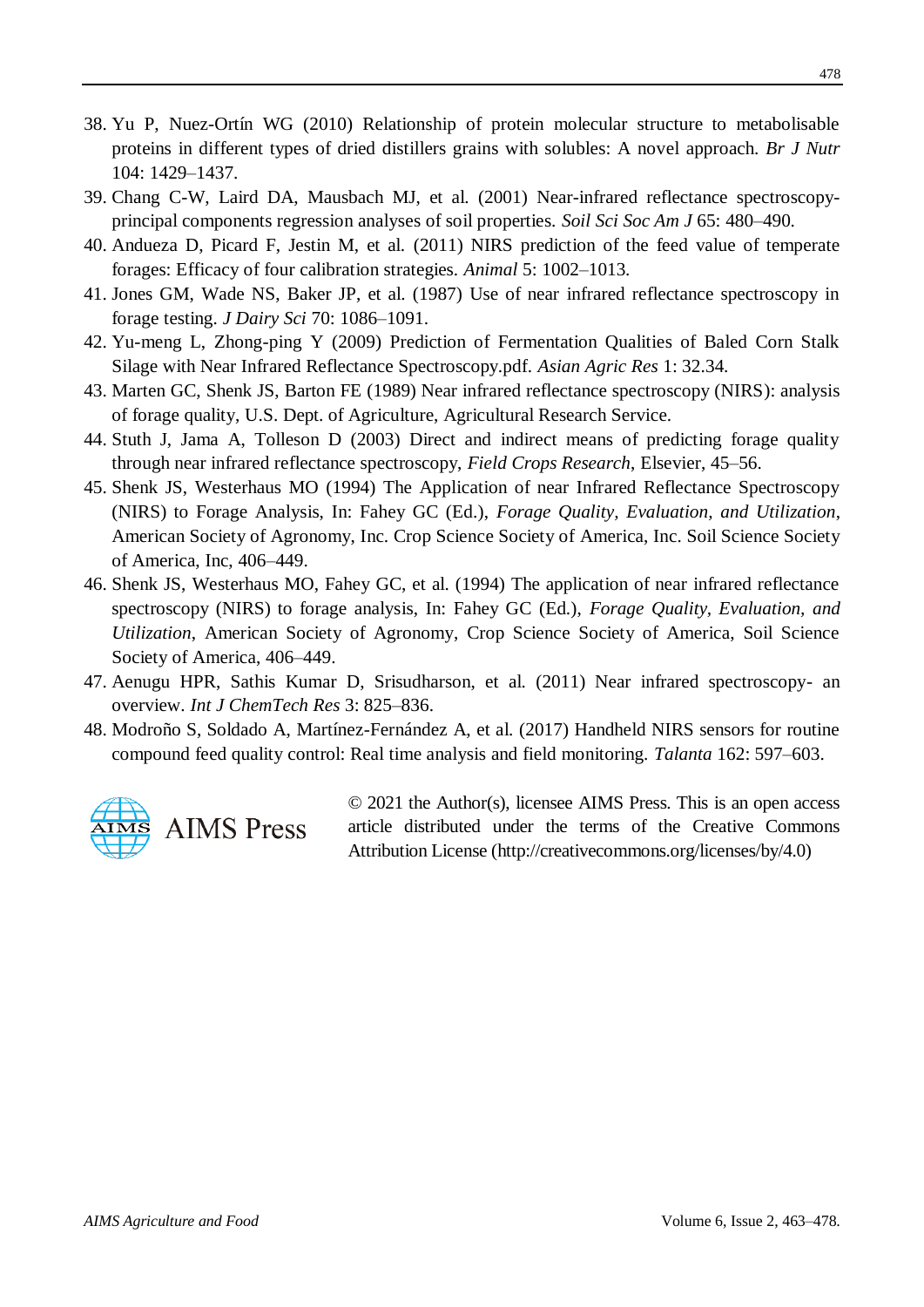38. Yu P, Nuez-Ortín WG (2010) Relationship of protein molecular structure to metabolisable proteins in different types of dried distillers grains with solubles: A novel approach. *Br J Nutr* 104: 1429–1437.
39. Chang C-W, Laird DA, Mausbach MJ, et al. (2001) Near-infrared reflectance spectroscopy-principal components regression analyses of soil properties. *Soil Sci Soc Am J* 65: 480–490.
40. Andueza D, Picard F, Jestin M, et al. (2011) NIRS prediction of the feed value of temperate forages: Efficacy of four calibration strategies. *Animal* 5: 1002–1013.
41. Jones GM, Wade NS, Baker JP, et al. (1987) Use of near infrared reflectance spectroscopy in forage testing. *J Dairy Sci* 70: 1086–1091.
42. Yu-meng L, Zhong-ping Y (2009) Prediction of Fermentation Qualities of Baled Corn Stalk Silage with Near Infrared Reflectance Spectroscopy.pdf. *Asian Agric Res* 1: 32.34.
43. Marten GC, Shenk JS, Barton FE (1989) Near infrared reflectance spectroscopy (NIRS): analysis of forage quality, U.S. Dept. of Agriculture, Agricultural Research Service.
44. Stuth J, Jama A, Tolleson D (2003) Direct and indirect means of predicting forage quality through near infrared reflectance spectroscopy, *Field Crops Research*, Elsevier, 45–56.
45. Shenk JS, Westerhaus MO (1994) The Application of near Infrared Reflectance Spectroscopy (NIRS) to Forage Analysis, In: Fahey GC (Ed.), *Forage Quality, Evaluation, and Utilization*, American Society of Agronomy, Inc. Crop Science Society of America, Inc. Soil Science Society of America, Inc, 406–449.
46. Shenk JS, Westerhaus MO, Fahey GC, et al. (1994) The application of near infrared reflectance spectroscopy (NIRS) to forage analysis, In: Fahey GC (Ed.), *Forage Quality, Evaluation, and Utilization*, American Society of Agronomy, Crop Science Society of America, Soil Science Society of America, 406–449.
47. Aenugu HPR, Sathis Kumar D, Srisudharson, et al. (2011) Near infrared spectroscopy- an overview. *Int J ChemTech Res* 3: 825–836.
48. Modroño S, Soldado A, Martínez-Fernández A, et al. (2017) Handheld NIRS sensors for routine compound feed quality control: Real time analysis and field monitoring. *Talanta* 162: 597–603.

AIMS Press

© 2021 the Author(s), licensee AIMS Press. This is an open access article distributed under the terms of the Creative Commons Attribution License (http://creativecommons.org/licenses/by/4.0)